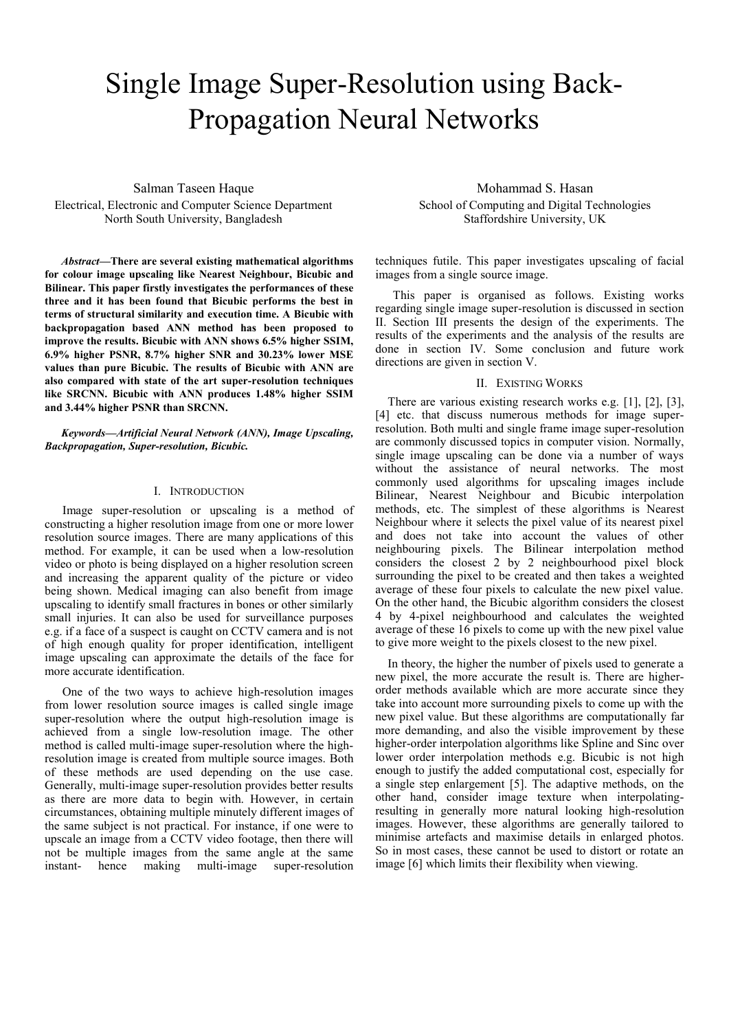# Single Image Super-Resolution using Back-Propagation Neural Networks

Salman Taseen Haque
Electrical, Electronic and Computer Science Department
North South University, Bangladesh

Mohammad S. Hasan
School of Computing and Digital Technologies
Staffordshire University, UK

***Abstract*—There are several existing mathematical algorithms for colour image upscaling like Nearest Neighbour, Bicubic and Bilinear. This paper firstly investigates the performances of these three and it has been found that Bicubic performs the best in terms of structural similarity and execution time. A Bicubic with backpropagation based ANN method has been proposed to improve the results. Bicubic with ANN shows 6.5% higher SSIM, 6.9% higher PSNR, 8.7% higher SNR and 30.23% lower MSE values than pure Bicubic. The results of Bicubic with ANN are also compared with state of the art super-resolution techniques like SRCNN. Bicubic with ANN produces 1.48% higher SSIM and 3.44% higher PSNR than SRCNN.**

***Keywords*—Artificial Neural Network (ANN), Image Upscaling, Backpropagation, Super-resolution, Bicubic.**

## I. Introduction

Image super-resolution or upscaling is a method of constructing a higher resolution image from one or more lower resolution source images. There are many applications of this method. For example, it can be used when a low-resolution video or photo is being displayed on a higher resolution screen and increasing the apparent quality of the picture or video being shown. Medical imaging can also benefit from image upscaling to identify small fractures in bones or other similarly small injuries. It can also be used for surveillance purposes e.g. if a face of a suspect is caught on CCTV camera and is not of high enough quality for proper identification, intelligent image upscaling can approximate the details of the face for more accurate identification.

One of the two ways to achieve high-resolution images from lower resolution source images is called single image super-resolution where the output high-resolution image is achieved from a single low-resolution image. The other method is called multi-image super-resolution where the high-resolution image is created from multiple source images. Both of these methods are used depending on the use case. Generally, multi-image super-resolution provides better results as there are more data to begin with. However, in certain circumstances, obtaining multiple minutely different images of the same subject is not practical. For instance, if one were to upscale an image from a CCTV video footage, then there will not be multiple images from the same angle at the same instant- hence making multi-image super-resolution techniques futile. This paper investigates upscaling of facial images from a single source image.

This paper is organised as follows. Existing works regarding single image super-resolution is discussed in section II. Section III presents the design of the experiments. The results of the experiments and the analysis of the results are done in section IV. Some conclusion and future work directions are given in section V.

## II. Existing Works

There are various existing research works e.g. [1], [2], [3], [4] etc. that discuss numerous methods for image super-resolution. Both multi and single frame image super-resolution are commonly discussed topics in computer vision. Normally, single image upscaling can be done via a number of ways without the assistance of neural networks. The most commonly used algorithms for upscaling images include Bilinear, Nearest Neighbour and Bicubic interpolation methods, etc. The simplest of these algorithms is Nearest Neighbour where it selects the pixel value of its nearest pixel and does not take into account the values of other neighbouring pixels. The Bilinear interpolation method considers the closest 2 by 2 neighbourhood pixel block surrounding the pixel to be created and then takes a weighted average of these four pixels to calculate the new pixel value. On the other hand, the Bicubic algorithm considers the closest 4 by 4-pixel neighbourhood and calculates the weighted average of these 16 pixels to come up with the new pixel value to give more weight to the pixels closest to the new pixel.

In theory, the higher the number of pixels used to generate a new pixel, the more accurate the result is. There are higher-order methods available which are more accurate since they take into account more surrounding pixels to come up with the new pixel value. But these algorithms are computationally far more demanding, and also the visible improvement by these higher-order interpolation algorithms like Spline and Sinc over lower order interpolation methods e.g. Bicubic is not high enough to justify the added computational cost, especially for a single step enlargement [5]. The adaptive methods, on the other hand, consider image texture when interpolating-resulting in generally more natural looking high-resolution images. However, these algorithms are generally tailored to minimise artefacts and maximise details in enlarged photos. So in most cases, these cannot be used to distort or rotate an image [6] which limits their flexibility when viewing.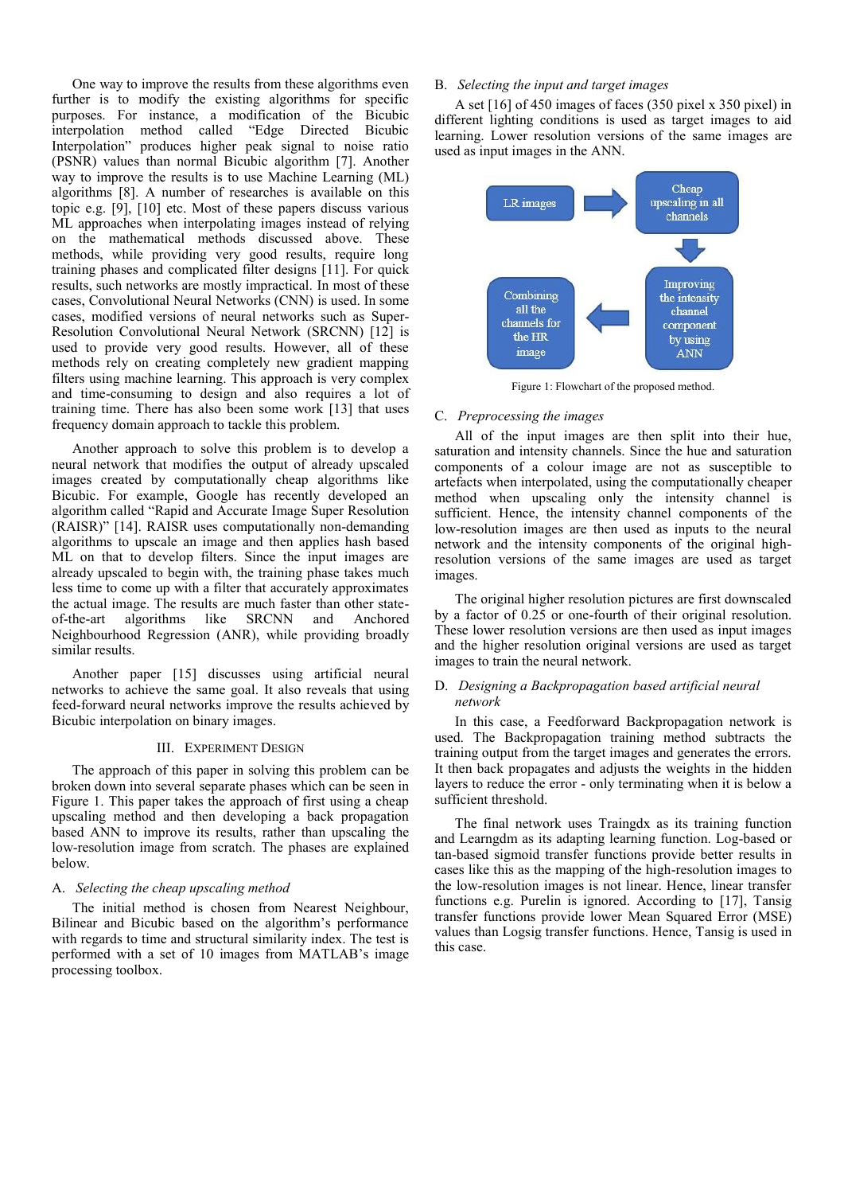One way to improve the results from these algorithms even further is to modify the existing algorithms for specific purposes. For instance, a modification of the Bicubic interpolation method called "Edge Directed Bicubic Interpolation" produces higher peak signal to noise ratio (PSNR) values than normal Bicubic algorithm [7]. Another way to improve the results is to use Machine Learning (ML) algorithms [8]. A number of researches is available on this topic e.g. [9], [10] etc. Most of these papers discuss various ML approaches when interpolating images instead of relying on the mathematical methods discussed above. These methods, while providing very good results, require long training phases and complicated filter designs [11]. For quick results, such networks are mostly impractical. In most of these cases, Convolutional Neural Networks (CNN) is used. In some cases, modified versions of neural networks such as Super-Resolution Convolutional Neural Network (SRCNN) [12] is used to provide very good results. However, all of these methods rely on creating completely new gradient mapping filters using machine learning. This approach is very complex and time-consuming to design and also requires a lot of training time. There has also been some work [13] that uses frequency domain approach to tackle this problem.

Another approach to solve this problem is to develop a neural network that modifies the output of already upscaled images created by computationally cheap algorithms like Bicubic. For example, Google has recently developed an algorithm called "Rapid and Accurate Image Super Resolution (RAISR)" [14]. RAISR uses computationally non-demanding algorithms to upscale an image and then applies hash based ML on that to develop filters. Since the input images are already upscaled to begin with, the training phase takes much less time to come up with a filter that accurately approximates the actual image. The results are much faster than other state-of-the-art algorithms like SRCNN and Anchored Neighbourhood Regression (ANR), while providing broadly similar results.

Another paper [15] discusses using artificial neural networks to achieve the same goal. It also reveals that using feed-forward neural networks improve the results achieved by Bicubic interpolation on binary images.

## III. Experiment Design

The approach of this paper in solving this problem can be broken down into several separate phases which can be seen in Figure 1. This paper takes the approach of first using a cheap upscaling method and then developing a back propagation based ANN to improve its results, rather than upscaling the low-resolution image from scratch. The phases are explained below.

### A. *Selecting the cheap upscaling method*

The initial method is chosen from Nearest Neighbour, Bilinear and Bicubic based on the algorithm's performance with regards to time and structural similarity index. The test is performed with a set of 10 images from MATLAB's image processing toolbox.

### B. *Selecting the input and target images*

A set [16] of 450 images of faces (350 pixel x 350 pixel) in different lighting conditions is used as target images to aid learning. Lower resolution versions of the same images are used as input images in the ANN.

LR images → Cheap upscaling in all channels → Improving the intensity channel component by using ANN → Combining all the channels for the HR image

Figure 1: Flowchart of the proposed method.

### C. *Preprocessing the images*

All of the input images are then split into their hue, saturation and intensity channels. Since the hue and saturation components of a colour image are not as susceptible to artefacts when interpolated, using the computationally cheaper method when upscaling only the intensity channel is sufficient. Hence, the intensity channel components of the low-resolution images are then used as inputs to the neural network and the intensity components of the original high-resolution versions of the same images are used as target images.

The original higher resolution pictures are first downscaled by a factor of 0.25 or one-fourth of their original resolution. These lower resolution versions are then used as input images and the higher resolution original versions are used as target images to train the neural network.

### D. *Designing a Backpropagation based artificial neural network*

In this case, a Feedforward Backpropagation network is used. The Backpropagation training method subtracts the training output from the target images and generates the errors. It then back propagates and adjusts the weights in the hidden layers to reduce the error - only terminating when it is below a sufficient threshold.

The final network uses Traingdx as its training function and Learngdm as its adapting learning function. Log-based or tan-based sigmoid transfer functions provide better results in cases like this as the mapping of the high-resolution images to the low-resolution images is not linear. Hence, linear transfer functions e.g. Purelin is ignored. According to [17], Tansig transfer functions provide lower Mean Squared Error (MSE) values than Logsig transfer functions. Hence, Tansig is used in this case.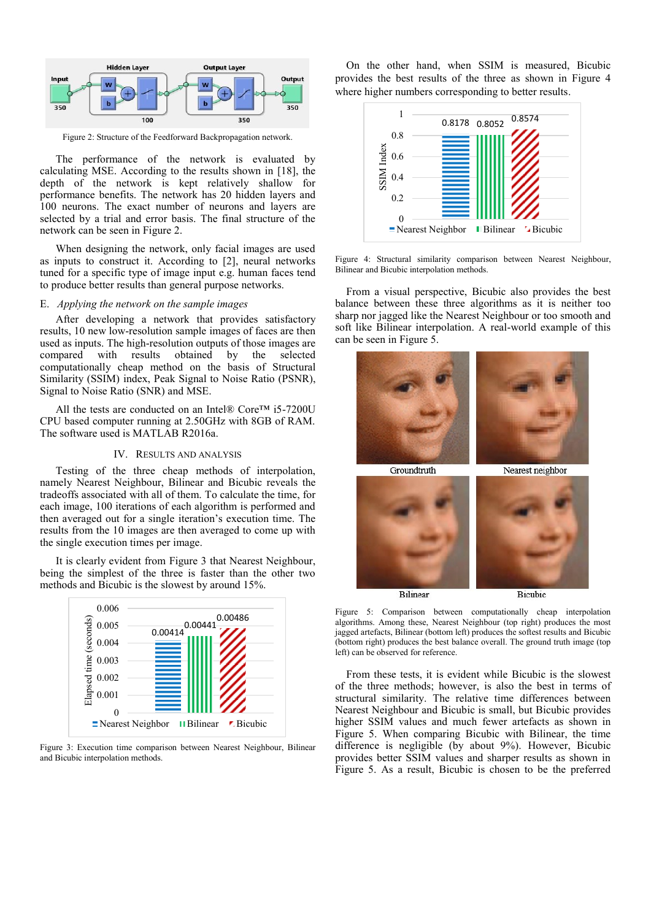Figure 2: Structure of the Feedforward Backpropagation network.

The performance of the network is evaluated by calculating MSE. According to the results shown in [18], the depth of the network is kept relatively shallow for performance benefits. The network has 20 hidden layers and 100 neurons. The exact number of neurons and layers are selected by a trial and error basis. The final structure of the network can be seen in Figure 2.

When designing the network, only facial images are used as inputs to construct it. According to [2], neural networks tuned for a specific type of image input e.g. human faces tend to produce better results than general purpose networks.

### E. *Applying the network on the sample images*

After developing a network that provides satisfactory results, 10 new low-resolution sample images of faces are then used as inputs. The high-resolution outputs of those images are compared with results obtained by the selected computationally cheap method on the basis of Structural Similarity (SSIM) index, Peak Signal to Noise Ratio (PSNR), Signal to Noise Ratio (SNR) and MSE.

All the tests are conducted on an Intel® Core™ i5-7200U CPU based computer running at 2.50GHz with 8GB of RAM. The software used is MATLAB R2016a.

## IV. Results and Analysis

Testing of the three cheap methods of interpolation, namely Nearest Neighbour, Bilinear and Bicubic reveals the tradeoffs associated with all of them. To calculate the time, for each image, 100 iterations of each algorithm is performed and then averaged out for a single iteration's execution time. The results from the 10 images are then averaged to come up with the single execution times per image.

It is clearly evident from Figure 3 that Nearest Neighbour, being the simplest of the three is faster than the other two methods and Bicubic is the slowest by around 15%.

Figure 3: Execution time comparison between Nearest Neighbour, Bilinear and Bicubic interpolation methods.

On the other hand, when SSIM is measured, Bicubic provides the best results of the three as shown in Figure 4 where higher numbers corresponding to better results.

Figure 4: Structural similarity comparison between Nearest Neighbour, Bilinear and Bicubic interpolation methods.

From a visual perspective, Bicubic also provides the best balance between these three algorithms as it is neither too sharp nor jagged like the Nearest Neighbour or too smooth and soft like Bilinear interpolation. A real-world example of this can be seen in Figure 5.

Figure 5: Comparison between computationally cheap interpolation algorithms. Among these, Nearest Neighbour (top right) produces the most jagged artefacts, Bilinear (bottom left) produces the softest results and Bicubic (bottom right) produces the best balance overall. The ground truth image (top left) can be observed for reference.

From these tests, it is evident while Bicubic is the slowest of the three methods; however, is also the best in terms of structural similarity. The relative time differences between Nearest Neighbour and Bicubic is small, but Bicubic provides higher SSIM values and much fewer artefacts as shown in Figure 5. When comparing Bicubic with Bilinear, the time difference is negligible (by about 9%). However, Bicubic provides better SSIM values and sharper results as shown in Figure 5. As a result, Bicubic is chosen to be the preferred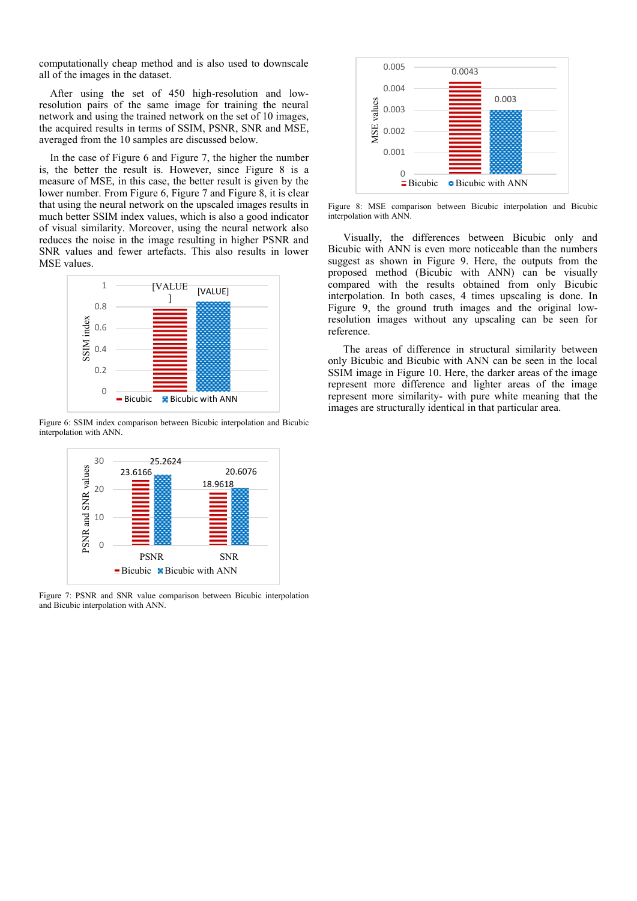computationally cheap method and is also used to downscale all of the images in the dataset.

After using the set of 450 high-resolution and low-resolution pairs of the same image for training the neural network and using the trained network on the set of 10 images, the acquired results in terms of SSIM, PSNR, SNR and MSE, averaged from the 10 samples are discussed below.

In the case of Figure 6 and Figure 7, the higher the number is, the better the result is. However, since Figure 8 is a measure of MSE, in this case, the better result is given by the lower number. From Figure 6, Figure 7 and Figure 8, it is clear that using the neural network on the upscaled images results in much better SSIM index values, which is also a good indicator of visual similarity. Moreover, using the neural network also reduces the noise in the image resulting in higher PSNR and SNR values and fewer artefacts. This also results in lower MSE values.

Figure 6: SSIM index comparison between Bicubic interpolation and Bicubic interpolation with ANN.

Figure 7: PSNR and SNR value comparison between Bicubic interpolation and Bicubic interpolation with ANN.

Figure 8: MSE comparison between Bicubic interpolation and Bicubic interpolation with ANN.

Visually, the differences between Bicubic only and Bicubic with ANN is even more noticeable than the numbers suggest as shown in Figure 9. Here, the outputs from the proposed method (Bicubic with ANN) can be visually compared with the results obtained from only Bicubic interpolation. In both cases, 4 times upscaling is done. In Figure 9, the ground truth images and the original low-resolution images without any upscaling can be seen for reference.

The areas of difference in structural similarity between only Bicubic and Bicubic with ANN can be seen in the local SSIM image in Figure 10. Here, the darker areas of the image represent more difference and lighter areas of the image represent more similarity- with pure white meaning that the images are structurally identical in that particular area.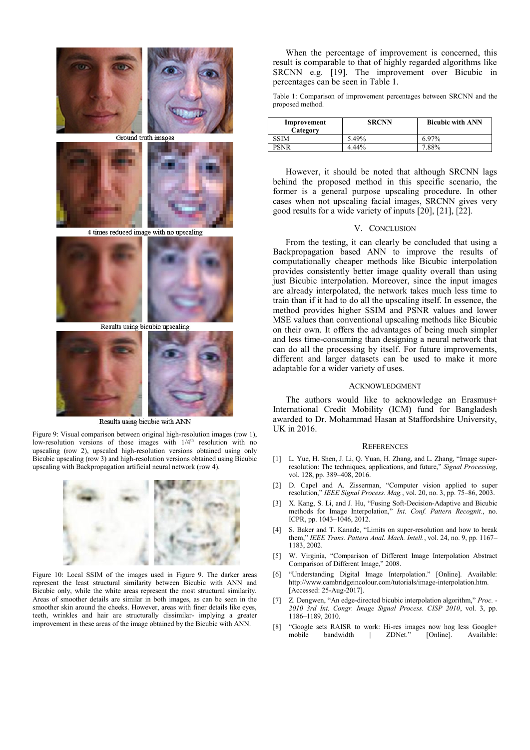Ground truth images

4 times reduced image with no upscaling

Results using bicubic upscaling

Results using bicubic with ANN

Figure 9: Visual comparison between original high-resolution images (row 1), low-resolution versions of those images with 1/4[th] resolution with no upscaling (row 2), upscaled high-resolution versions obtained using only Bicubic upscaling (row 3) and high-resolution versions obtained using Bicubic upscaling with Backpropagation artificial neural network (row 4).

Figure 10: Local SSIM of the images used in Figure 9. The darker areas represent the least structural similarity between Bicubic with ANN and Bicubic only, while the white areas represent the most structural similarity. Areas of smoother details are similar in both images, as can be seen in the smoother skin around the cheeks. However, areas with finer details like eyes, teeth, wrinkles and hair are structurally dissimilar- implying a greater improvement in these areas of the image obtained by the Bicubic with ANN.

When the percentage of improvement is concerned, this result is comparable to that of highly regarded algorithms like SRCNN e.g. [19]. The improvement over Bicubic in percentages can be seen in Table 1.

Table 1: Comparison of improvement percentages between SRCNN and the proposed method.

| Improvement Category | SRCNN | Bicubic with ANN |
|---|---|---|
| SSIM | 5.49% | 6.97% |
| PSNR | 4.44% | 7.88% |

However, it should be noted that although SRCNN lags behind the proposed method in this specific scenario, the former is a general purpose upscaling procedure. In other cases when not upscaling facial images, SRCNN gives very good results for a wide variety of inputs [20], [21], [22].

## V. Conclusion

From the testing, it can clearly be concluded that using a Backpropagation based ANN to improve the results of computationally cheaper methods like Bicubic interpolation provides consistently better image quality overall than using just Bicubic interpolation. Moreover, since the input images are already interpolated, the network takes much less time to train than if it had to do all the upscaling itself. In essence, the method provides higher SSIM and PSNR values and lower MSE values than conventional upscaling methods like Bicubic on their own. It offers the advantages of being much simpler and less time-consuming than designing a neural network that can do all the processing by itself. For future improvements, different and larger datasets can be used to make it more adaptable for a wider variety of uses.

## Acknowledgment

The authors would like to acknowledge an Erasmus+ International Credit Mobility (ICM) fund for Bangladesh awarded to Dr. Mohammad Hasan at Staffordshire University, UK in 2016.

## References

[1] L. Yue, H. Shen, J. Li, Q. Yuan, H. Zhang, and L. Zhang, "Image super-resolution: The technique, applications, and future," *Signal Processing*, vol. 128, pp. 389–408, 2016.

[2] D. Capel and A. Zisserman, "Computer vision applied to super resolution," *IEEE Signal Process. Mag.*, vol. 20, no. 3, pp. 75–86, 2003.

[3] X. Kang, S. Li, and J. Hu, "Fusing Soft-Decision-Adaptive and Bicubic methods for Image Interpolation," *Int. Conf. Pattern Recognit.*, no. ICPR, pp. 1043–1046, 2012.

[4] S. Baker and T. Kanade, "Limits on super-resolution and how to break them," *IEEE Trans. Pattern Anal. Mach. Intell.*, vol. 24, no. 9, pp. 1167–1183, 2002.

[5] W. Virginia, "Comparison of Different Image Interpolation Abstract Comparison of Different Image," 2008.

[6] "Understanding Digital Image Interpolation." [Online]. Available: http://www.cambridgeincolour.com/tutorials/image-interpolation.htm. [Accessed: 25-Aug-2017].

[7] Z. Dengwen, "An edge-directed bicubic interpolation algorithm," *Proc. - 2010 3rd Int. Congr. Image Signal Process. CISP 2010*, vol. 3, pp. 1186–1189, 2010.

[8] "Google sets RAISR to work: Hi-res images now hog less Google+ mobile bandwidth | ZDNet." [Online]. Available: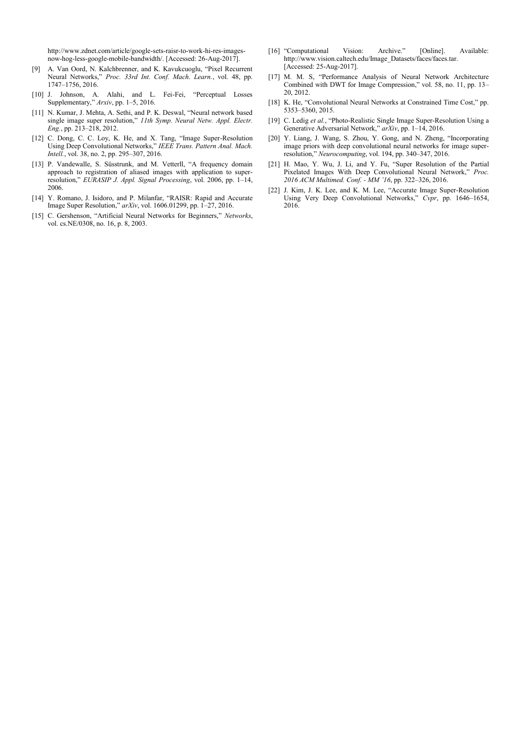http://www.zdnet.com/article/google-sets-raisr-to-work-hi-res-images-now-hog-less-google-mobile-bandwidth/. [Accessed: 26-Aug-2017].

[9] A. Van Oord, N. Kalchbrenner, and K. Kavukcuoglu, "Pixel Recurrent Neural Networks," *Proc. 33rd Int. Conf. Mach. Learn.*, vol. 48, pp. 1747–1756, 2016.

[10] J. Johnson, A. Alahi, and L. Fei-Fei, "Perceptual Losses Supplementary," *Arxiv*, pp. 1–5, 2016.

[11] N. Kumar, J. Mehta, A. Sethi, and P. K. Deswal, "Neural network based single image super resolution," *11th Symp. Neural Netw. Appl. Electr. Eng.*, pp. 213–218, 2012.

[12] C. Dong, C. C. Loy, K. He, and X. Tang, "Image Super-Resolution Using Deep Convolutional Networks," *IEEE Trans. Pattern Anal. Mach. Intell.*, vol. 38, no. 2, pp. 295–307, 2016.

[13] P. Vandewalle, S. Süsstrunk, and M. Vetterll, "A frequency domain approach to registration of aliased images with application to super-resolution," *EURASIP J. Appl. Signal Processing*, vol. 2006, pp. 1–14, 2006.

[14] Y. Romano, J. Isidoro, and P. Milanfar, "RAISR: Rapid and Accurate Image Super Resolution," *arXiv*, vol. 1606.01299, pp. 1–27, 2016.

[15] C. Gershenson, "Artificial Neural Networks for Beginners," *Networks*, vol. cs.NE/0308, no. 16, p. 8, 2003.

[16] "Computational Vision: Archive." [Online]. Available: http://www.vision.caltech.edu/Image_Datasets/faces/faces.tar. [Accessed: 25-Aug-2017].

[17] M. M. S, "Performance Analysis of Neural Network Architecture Combined with DWT for Image Compression," vol. 58, no. 11, pp. 13–20, 2012.

[18] K. He, "Convolutional Neural Networks at Constrained Time Cost," pp. 5353–5360, 2015.

[19] C. Ledig *et al.*, "Photo-Realistic Single Image Super-Resolution Using a Generative Adversarial Network," *arXiv*, pp. 1–14, 2016.

[20] Y. Liang, J. Wang, S. Zhou, Y. Gong, and N. Zheng, "Incorporating image priors with deep convolutional neural networks for image super-resolution," *Neurocomputing*, vol. 194, pp. 340–347, 2016.

[21] H. Mao, Y. Wu, J. Li, and Y. Fu, "Super Resolution of the Partial Pixelated Images With Deep Convolutional Neural Network," *Proc. 2016 ACM Multimed. Conf. - MM '16*, pp. 322–326, 2016.

[22] J. Kim, J. K. Lee, and K. M. Lee, "Accurate Image Super-Resolution Using Very Deep Convolutional Networks," *Cvpr*, pp. 1646–1654, 2016.